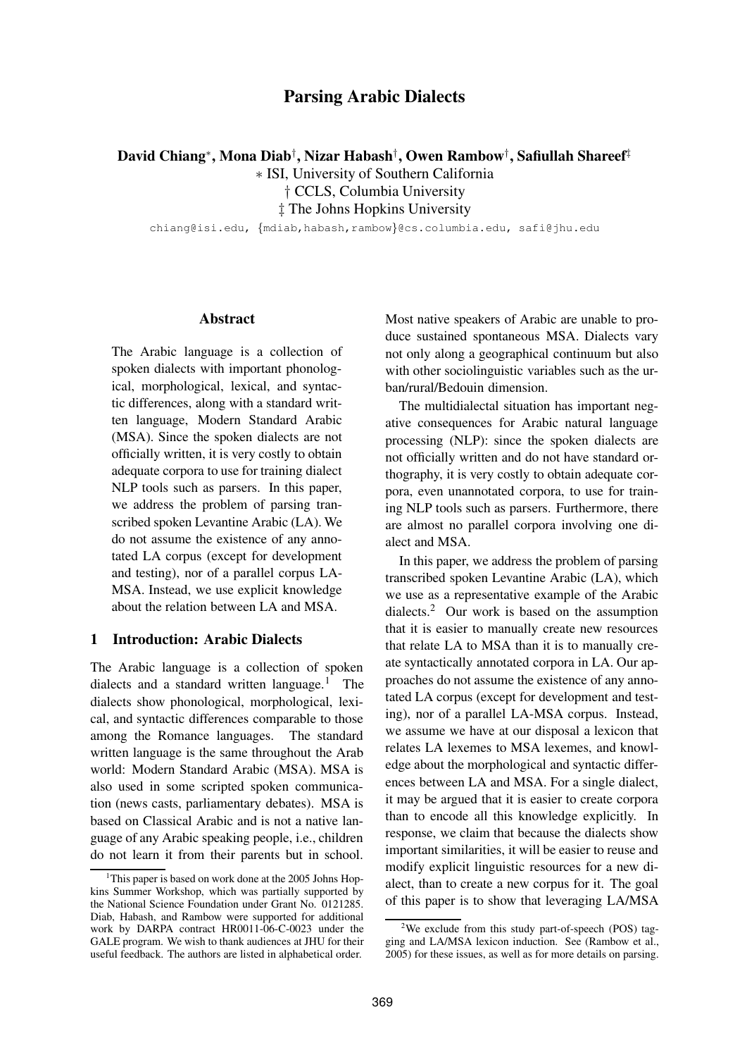# Parsing Arabic Dialects

**David Chiang**[*], **Mona Diab**[†], **Nizar Habash**[†], **Owen Rambow**[†], **Safiullah Shareef**[‡]

∗ ISI, University of Southern California

† CCLS, Columbia University

‡ The Johns Hopkins University

chiang@isi.edu, {mdiab,habash,rambow}@cs.columbia.edu, safi@jhu.edu

## Abstract

The Arabic language is a collection of spoken dialects with important phonological, morphological, lexical, and syntactic differences, along with a standard written language, Modern Standard Arabic (MSA). Since the spoken dialects are not officially written, it is very costly to obtain adequate corpora to use for training dialect NLP tools such as parsers. In this paper, we address the problem of parsing transcribed spoken Levantine Arabic (LA). We do not assume the existence of any annotated LA corpus (except for development and testing), nor of a parallel corpus LA-MSA. Instead, we use explicit knowledge about the relation between LA and MSA.

## 1 Introduction: Arabic Dialects

The Arabic language is a collection of spoken dialects and a standard written language.[1] The dialects show phonological, morphological, lexical, and syntactic differences comparable to those among the Romance languages. The standard written language is the same throughout the Arab world: Modern Standard Arabic (MSA). MSA is also used in some scripted spoken communication (news casts, parliamentary debates). MSA is based on Classical Arabic and is not a native language of any Arabic speaking people, i.e., children do not learn it from their parents but in school. Most native speakers of Arabic are unable to produce sustained spontaneous MSA. Dialects vary not only along a geographical continuum but also with other sociolinguistic variables such as the urban/rural/Bedouin dimension.

The multidialectal situation has important negative consequences for Arabic natural language processing (NLP): since the spoken dialects are not officially written and do not have standard orthography, it is very costly to obtain adequate corpora, even unannotated corpora, to use for training NLP tools such as parsers. Furthermore, there are almost no parallel corpora involving one dialect and MSA.

In this paper, we address the problem of parsing transcribed spoken Levantine Arabic (LA), which we use as a representative example of the Arabic dialects.[2] Our work is based on the assumption that it is easier to manually create new resources that relate LA to MSA than it is to manually create syntactically annotated corpora in LA. Our approaches do not assume the existence of any annotated LA corpus (except for development and testing), nor of a parallel LA-MSA corpus. Instead, we assume we have at our disposal a lexicon that relates LA lexemes to MSA lexemes, and knowledge about the morphological and syntactic differences between LA and MSA. For a single dialect, it may be argued that it is easier to create corpora than to encode all this knowledge explicitly. In response, we claim that because the dialects show important similarities, it will be easier to reuse and modify explicit linguistic resources for a new dialect, than to create a new corpus for it. The goal of this paper is to show that leveraging LA/MSA

[1] This paper is based on work done at the 2005 Johns Hopkins Summer Workshop, which was partially supported by the National Science Foundation under Grant No. 0121285. Diab, Habash, and Rambow were supported for additional work by DARPA contract HR0011-06-C-0023 under the GALE program. We wish to thank audiences at JHU for their useful feedback. The authors are listed in alphabetical order.

[2] We exclude from this study part-of-speech (POS) tagging and LA/MSA lexicon induction. See (Rambow et al., 2005) for these issues, as well as for more details on parsing.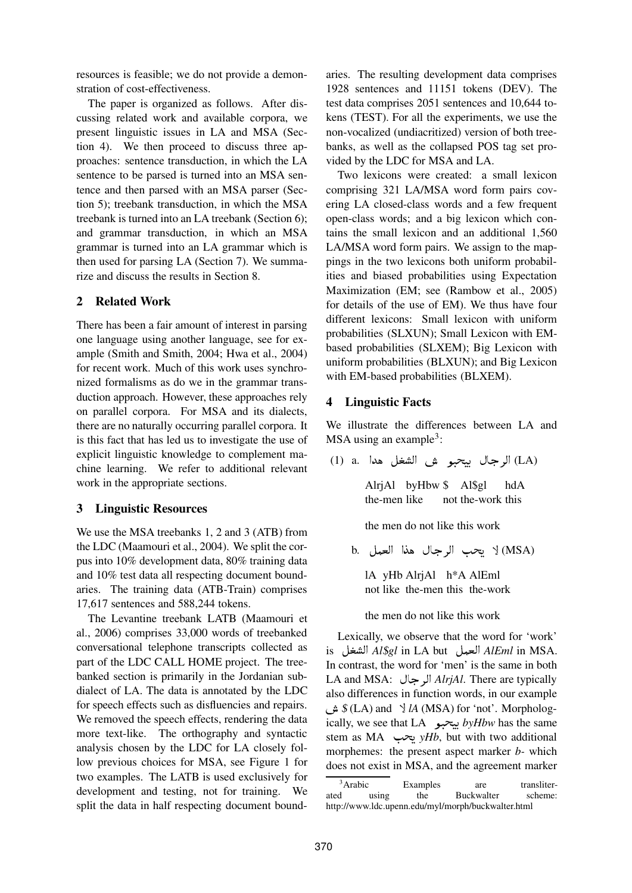resources is feasible; we do not provide a demonstration of cost-effectiveness.

The paper is organized as follows. After discussing related work and available corpora, we present linguistic issues in LA and MSA (Section 4). We then proceed to discuss three approaches: sentence transduction, in which the LA sentence to be parsed is turned into an MSA sentence and then parsed with an MSA parser (Section 5); treebank transduction, in which the MSA treebank is turned into an LA treebank (Section 6); and grammar transduction, in which an MSA grammar is turned into an LA grammar which is then used for parsing LA (Section 7). We summarize and discuss the results in Section 8.

## 2 Related Work

There has been a fair amount of interest in parsing one language using another language, see for example (Smith and Smith, 2004; Hwa et al., 2004) for recent work. Much of this work uses synchronized formalisms as do we in the grammar transduction approach. However, these approaches rely on parallel corpora. For MSA and its dialects, there are no naturally occurring parallel corpora. It is this fact that has led us to investigate the use of explicit linguistic knowledge to complement machine learning. We refer to additional relevant work in the appropriate sections.

## 3 Linguistic Resources

We use the MSA treebanks 1, 2 and 3 (ATB) from the LDC (Maamouri et al., 2004). We split the corpus into 10% development data, 80% training data and 10% test data all respecting document boundaries. The training data (ATB-Train) comprises 17,617 sentences and 588,244 tokens.

The Levantine treebank LATB (Maamouri et al., 2006) comprises 33,000 words of treebanked conversational telephone transcripts collected as part of the LDC CALL HOME project. The treebanked section is primarily in the Jordanian subdialect of LA. The data is annotated by the LDC for speech effects such as disfluencies and repairs. We removed the speech effects, rendering the data more text-like. The orthography and syntactic analysis chosen by the LDC for LA closely follow previous choices for MSA, see Figure 1 for two examples. The LATB is used exclusively for development and testing, not for training. We split the data in half respecting document boundaries. The resulting development data comprises 1928 sentences and 11151 tokens (DEV). The test data comprises 2051 sentences and 10,644 tokens (TEST). For all the experiments, we use the non-vocalized (undiacritized) version of both treebanks, as well as the collapsed POS tag set provided by the LDC for MSA and LA.

Two lexicons were created: a small lexicon comprising 321 LA/MSA word form pairs covering LA closed-class words and a few frequent open-class words; and a big lexicon which contains the small lexicon and an additional 1,560 LA/MSA word form pairs. We assign to the mappings in the two lexicons both uniform probabilities and biased probabilities using Expectation Maximization (EM; see (Rambow et al., 2005) for details of the use of EM). We thus have four different lexicons: Small lexicon with uniform probabilities (SLXUN); Small Lexicon with EM-based probabilities (SLXEM); Big Lexicon with uniform probabilities (BLXUN); and Big Lexicon with EM-based probabilities (BLXEM).

## 4 Linguistic Facts

We illustrate the differences between LA and MSA using an example[3]:

(1) a. الرجال بيحبو ش الشغل هدا (LA)

AlrjAl byHbw $ Al$gl hdA
the-men like not the-work this

the men do not like this work

b. لا يحب الرجال هذا العمل (MSA)

lA yHb AlrjAl h*A AlEml
not like the-men this the-work

the men do not like this work

Lexically, we observe that the word for 'work' is الشغل *Al$gl* in LA but العمل *AlEml* in MSA. In contrast, the word for 'men' is the same in both LA and MSA: الرجال *AlrjAl*. There are typically also differences in function words, in our example ش *$* (LA) and لا *lA* (MSA) for 'not'. Morphologically, we see that LA بيحبو *byHbw* has the same stem as MA يحب *yHb*, but with two additional morphemes: the present aspect marker *b-* which does not exist in MSA, and the agreement marker

[3]Arabic Examples are transliterated using the Buckwalter scheme: http://www.ldc.upenn.edu/myl/morph/buckwalter.html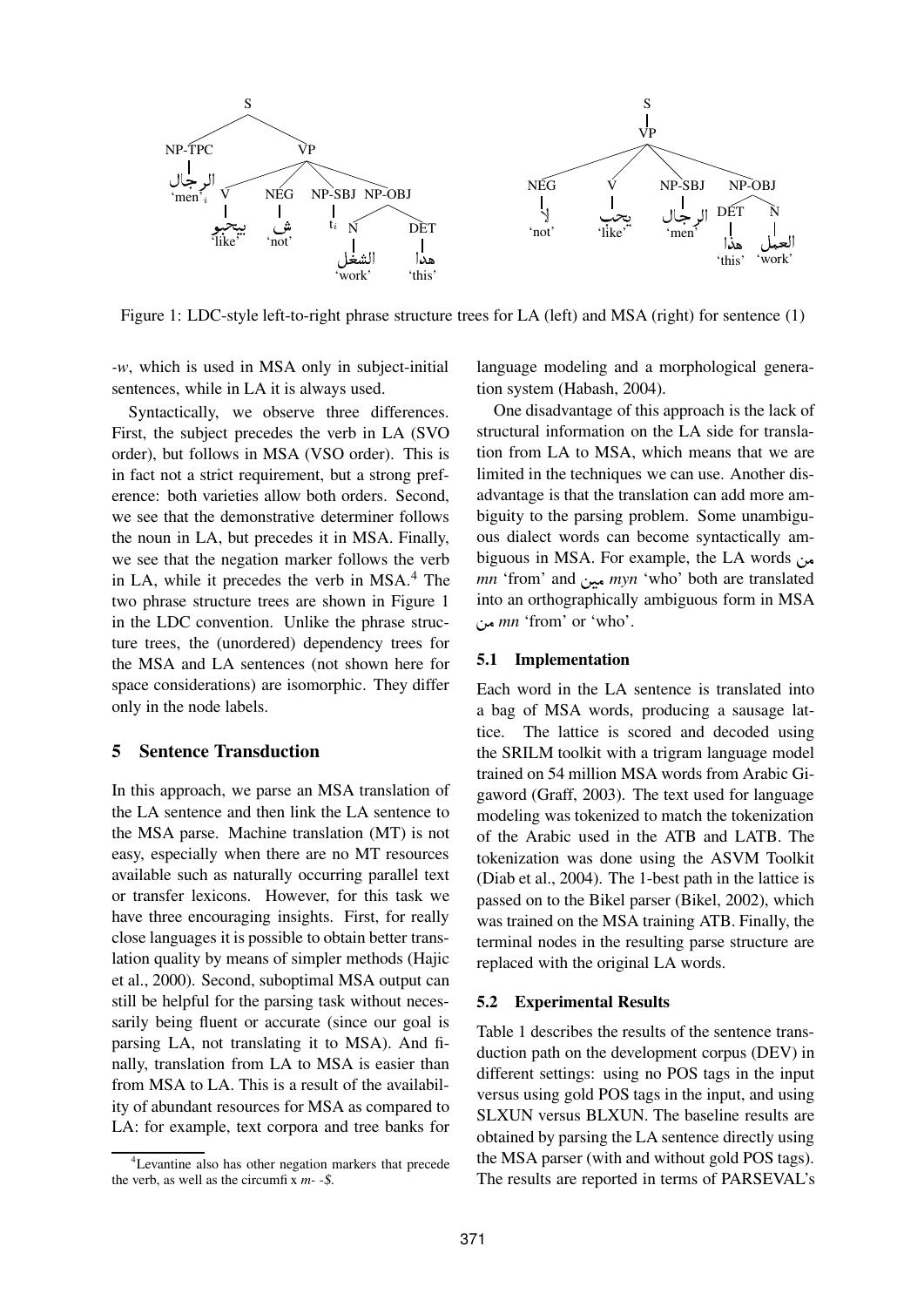Figure 1: LDC-style left-to-right phrase structure trees for LA (left) and MSA (right) for sentence (1)

*-w*, which is used in MSA only in subject-initial sentences, while in LA it is always used.

Syntactically, we observe three differences. First, the subject precedes the verb in LA (SVO order), but follows in MSA (VSO order). This is in fact not a strict requirement, but a strong preference: both varieties allow both orders. Second, we see that the demonstrative determiner follows the noun in LA, but precedes it in MSA. Finally, we see that the negation marker follows the verb in LA, while it precedes the verb in MSA.[4] The two phrase structure trees are shown in Figure 1 in the LDC convention. Unlike the phrase structure trees, the (unordered) dependency trees for the MSA and LA sentences (not shown here for space considerations) are isomorphic. They differ only in the node labels.

## 5 Sentence Transduction

In this approach, we parse an MSA translation of the LA sentence and then link the LA sentence to the MSA parse. Machine translation (MT) is not easy, especially when there are no MT resources available such as naturally occurring parallel text or transfer lexicons. However, for this task we have three encouraging insights. First, for really close languages it is possible to obtain better translation quality by means of simpler methods (Hajic et al., 2000). Second, suboptimal MSA output can still be helpful for the parsing task without necessarily being fluent or accurate (since our goal is parsing LA, not translating it to MSA). And finally, translation from LA to MSA is easier than from MSA to LA. This is a result of the availability of abundant resources for MSA as compared to LA: for example, text corpora and tree banks for language modeling and a morphological generation system (Habash, 2004).

One disadvantage of this approach is the lack of structural information on the LA side for translation from LA to MSA, which means that we are limited in the techniques we can use. Another disadvantage is that the translation can add more ambiguity to the parsing problem. Some unambiguous dialect words can become syntactically ambiguous in MSA. For example, the LA words من *mn* 'from' and مين *myn* 'who' both are translated into an orthographically ambiguous form in MSA من *mn* 'from' or 'who'.

### 5.1 Implementation

Each word in the LA sentence is translated into a bag of MSA words, producing a sausage lattice. The lattice is scored and decoded using the SRILM toolkit with a trigram language model trained on 54 million MSA words from Arabic Gigaword (Graff, 2003). The text used for language modeling was tokenized to match the tokenization of the Arabic used in the ATB and LATB. The tokenization was done using the ASVM Toolkit (Diab et al., 2004). The 1-best path in the lattice is passed on to the Bikel parser (Bikel, 2002), which was trained on the MSA training ATB. Finally, the terminal nodes in the resulting parse structure are replaced with the original LA words.

### 5.2 Experimental Results

Table 1 describes the results of the sentence transduction path on the development corpus (DEV) in different settings: using no POS tags in the input versus using gold POS tags in the input, and using SLXUN versus BLXUN. The baseline results are obtained by parsing the LA sentence directly using the MSA parser (with and without gold POS tags). The results are reported in terms of PARSEVAL's

[4] Levantine also has other negation markers that precede the verb, as well as the circumfix *m- -$*.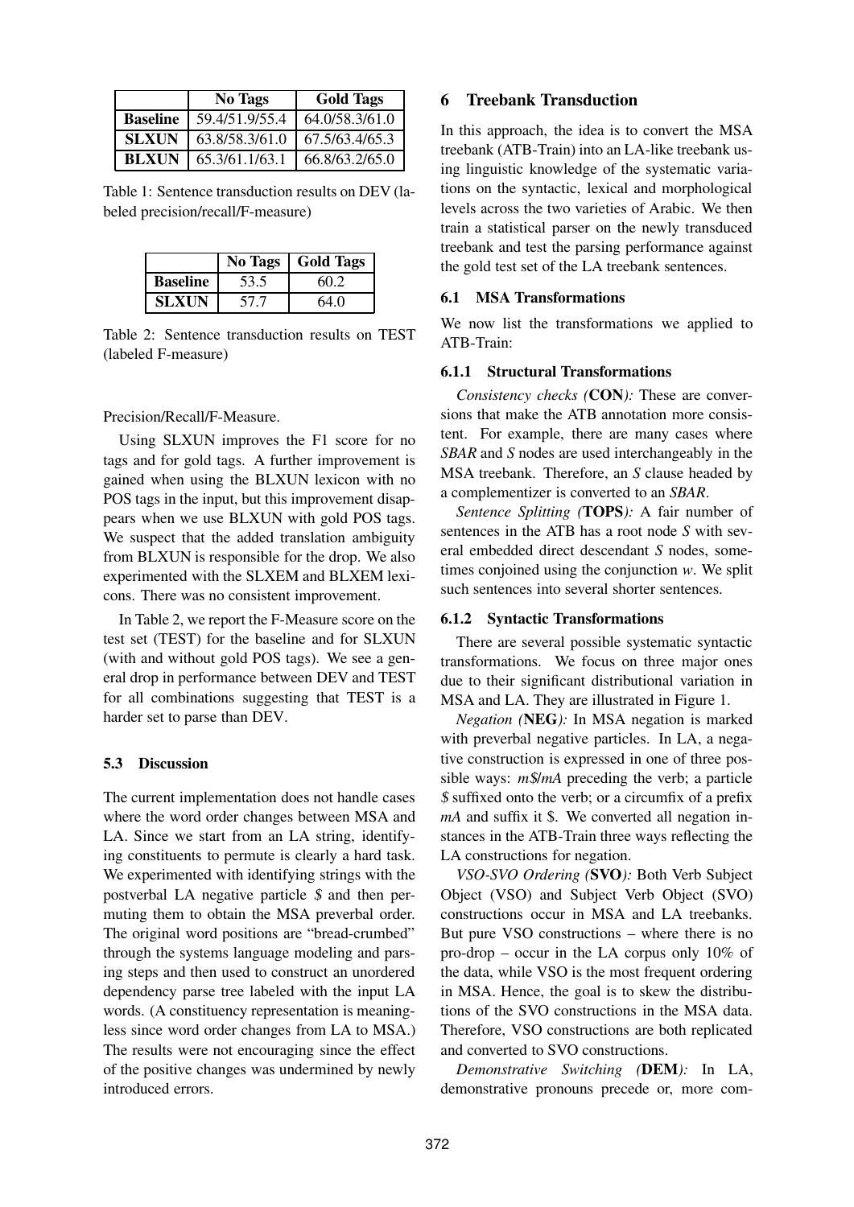|  | No Tags | Gold Tags |
| --- | --- | --- |
| **Baseline** | 59.4/51.9/55.4 | 64.0/58.3/61.0 |
| **SLXUN** | 63.8/58.3/61.0 | 67.5/63.4/65.3 |
| **BLXUN** | 65.3/61.1/63.1 | 66.8/63.2/65.0 |

Table 1: Sentence transduction results on DEV (labeled precision/recall/F-measure)

|  | No Tags | Gold Tags |
| --- | --- | --- |
| **Baseline** | 53.5 | 60.2 |
| **SLXUN** | 57.7 | 64.0 |

Table 2: Sentence transduction results on TEST (labeled F-measure)

Precision/Recall/F-Measure.

Using SLXUN improves the F1 score for no tags and for gold tags. A further improvement is gained when using the BLXUN lexicon with no POS tags in the input, but this improvement disappears when we use BLXUN with gold POS tags. We suspect that the added translation ambiguity from BLXUN is responsible for the drop. We also experimented with the SLXEM and BLXEM lexicons. There was no consistent improvement.

In Table 2, we report the F-Measure score on the test set (TEST) for the baseline and for SLXUN (with and without gold POS tags). We see a general drop in performance between DEV and TEST for all combinations suggesting that TEST is a harder set to parse than DEV.

### 5.3 Discussion

The current implementation does not handle cases where the word order changes between MSA and LA. Since we start from an LA string, identifying constituents to permute is clearly a hard task. We experimented with identifying strings with the postverbal LA negative particle *$* and then permuting them to obtain the MSA preverbal order. The original word positions are "bread-crumbed" through the systems language modeling and parsing steps and then used to construct an unordered dependency parse tree labeled with the input LA words. (A constituency representation is meaningless since word order changes from LA to MSA.) The results were not encouraging since the effect of the positive changes was undermined by newly introduced errors.

## 6 Treebank Transduction

In this approach, the idea is to convert the MSA treebank (ATB-Train) into an LA-like treebank using linguistic knowledge of the systematic variations on the syntactic, lexical and morphological levels across the two varieties of Arabic. We then train a statistical parser on the newly transduced treebank and test the parsing performance against the gold test set of the LA treebank sentences.

### 6.1 MSA Transformations

We now list the transformations we applied to ATB-Train:

#### 6.1.1 Structural Transformations

*Consistency checks (***CON***):* These are conversions that make the ATB annotation more consistent. For example, there are many cases where *SBAR* and *S* nodes are used interchangeably in the MSA treebank. Therefore, an *S* clause headed by a complementizer is converted to an *SBAR*.

*Sentence Splitting (***TOPS***):* A fair number of sentences in the ATB has a root node *S* with several embedded direct descendant *S* nodes, sometimes conjoined using the conjunction *w*. We split such sentences into several shorter sentences.

#### 6.1.2 Syntactic Transformations

There are several possible systematic syntactic transformations. We focus on three major ones due to their significant distributional variation in MSA and LA. They are illustrated in Figure 1.

*Negation (***NEG***):* In MSA negation is marked with preverbal negative particles. In LA, a negative construction is expressed in one of three possible ways: *m$/mA* preceding the verb; a particle *$* suffixed onto the verb; or a circumfix of a prefix *mA* and suffix it $. We converted all negation instances in the ATB-Train three ways reflecting the LA constructions for negation.

*VSO-SVO Ordering (***SVO***):* Both Verb Subject Object (VSO) and Subject Verb Object (SVO) constructions occur in MSA and LA treebanks. But pure VSO constructions – where there is no pro-drop – occur in the LA corpus only 10% of the data, while VSO is the most frequent ordering in MSA. Hence, the goal is to skew the distributions of the SVO constructions in the MSA data. Therefore, VSO constructions are both replicated and converted to SVO constructions.

*Demonstrative Switching (***DEM***):* In LA, demonstrative pronouns precede or, more com-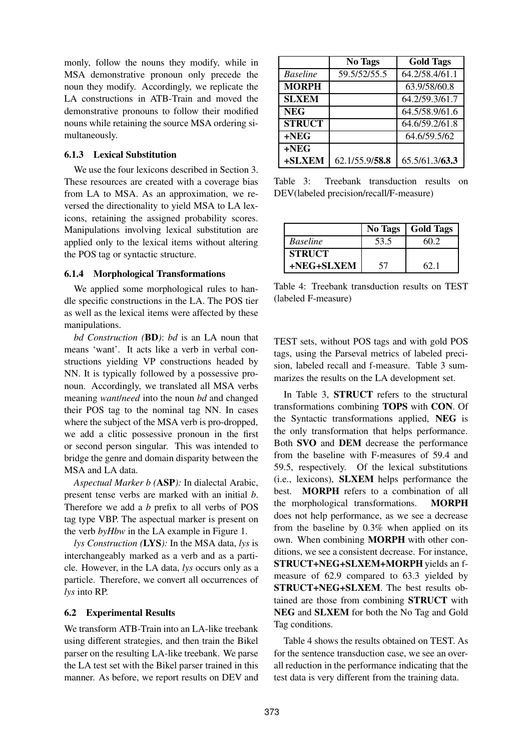monly, follow the nouns they modify, while in MSA demonstrative pronoun only precede the noun they modify. Accordingly, we replicate the LA constructions in ATB-Train and moved the demonstrative pronouns to follow their modified nouns while retaining the source MSA ordering simultaneously.

### 6.1.3 Lexical Substitution

We use the four lexicons described in Section 3. These resources are created with a coverage bias from LA to MSA. As an approximation, we reversed the directionality to yield MSA to LA lexicons, retaining the assigned probability scores. Manipulations involving lexical substitution are applied only to the lexical items without altering the POS tag or syntactic structure.

### 6.1.4 Morphological Transformations

We applied some morphological rules to handle specific constructions in the LA. The POS tier as well as the lexical items were affected by these manipulations.

*bd Construction (***BD***)*: *bd* is an LA noun that means 'want'. It acts like a verb in verbal constructions yielding VP constructions headed by NN. It is typically followed by a possessive pronoun. Accordingly, we translated all MSA verbs meaning *want*/*need* into the noun *bd* and changed their POS tag to the nominal tag NN. In cases where the subject of the MSA verb is pro-dropped, we add a clitic possessive pronoun in the first or second person singular. This was intended to bridge the genre and domain disparity between the MSA and LA data.

*Aspectual Marker b (***ASP***):* In dialectal Arabic, present tense verbs are marked with an initial *b*. Therefore we add a *b* prefix to all verbs of POS tag type VBP. The aspectual marker is present on the verb *byHbw* in the LA example in Figure 1.

*lys Construction (***LYS***):* In the MSA data, *lys* is interchangeably marked as a verb and as a particle. However, in the LA data, *lys* occurs only as a particle. Therefore, we convert all occurrences of *lys* into RP.

### 6.2 Experimental Results

We transform ATB-Train into an LA-like treebank using different strategies, and then train the Bikel parser on the resulting LA-like treebank. We parse the LA test set with the Bikel parser trained in this manner. As before, we report results on DEV and TEST sets, without POS tags and with gold POS tags, using the Parseval metrics of labeled precision, labeled recall and f-measure. Table 3 summarizes the results on the LA development set.

| | **No Tags** | **Gold Tags** |
|---|---|---|
| *Baseline* | 59.5/52/55.5 | 64.2/58.4/61.1 |
| **MORPH** | | 63.9/58/60.8 |
| **SLXEM** | | 64.2/59.3/61.7 |
| **NEG** | | 64.5/58.9/61.6 |
| **STRUCT** | | 64.6/59.2/61.8 |
| **+NEG** | | 64.6/59.5/62 |
| **+NEG +SLXEM** | 62.1/55.9/**58.8** | 65.5/61.3/**63.3** |

Table 3: Treebank transduction results on DEV(labeled precision/recall/F-measure)

| | **No Tags** | **Gold Tags** |
|---|---|---|
| *Baseline* | 53.5 | 60.2 |
| **STRUCT +NEG+SLXEM** | 57 | 62.1 |

Table 4: Treebank transduction results on TEST (labeled F-measure)

In Table 3, **STRUCT** refers to the structural transformations combining **TOPS** with **CON**. Of the Syntactic transformations applied, **NEG** is the only transformation that helps performance. Both **SVO** and **DEM** decrease the performance from the baseline with F-measures of 59.4 and 59.5, respectively. Of the lexical substitutions (i.e., lexicons), **SLXEM** helps performance the best. **MORPH** refers to a combination of all the morphological transformations. **MORPH** does not help performance, as we see a decrease from the baseline by 0.3% when applied on its own. When combining **MORPH** with other conditions, we see a consistent decrease. For instance, **STRUCT+NEG+SLXEM+MORPH** yields an f-measure of 62.9 compared to 63.3 yielded by **STRUCT+NEG+SLXEM**. The best results obtained are those from combining **STRUCT** with **NEG** and **SLXEM** for both the No Tag and Gold Tag conditions.

Table 4 shows the results obtained on TEST. As for the sentence transduction case, we see an overall reduction in the performance indicating that the test data is very different from the training data.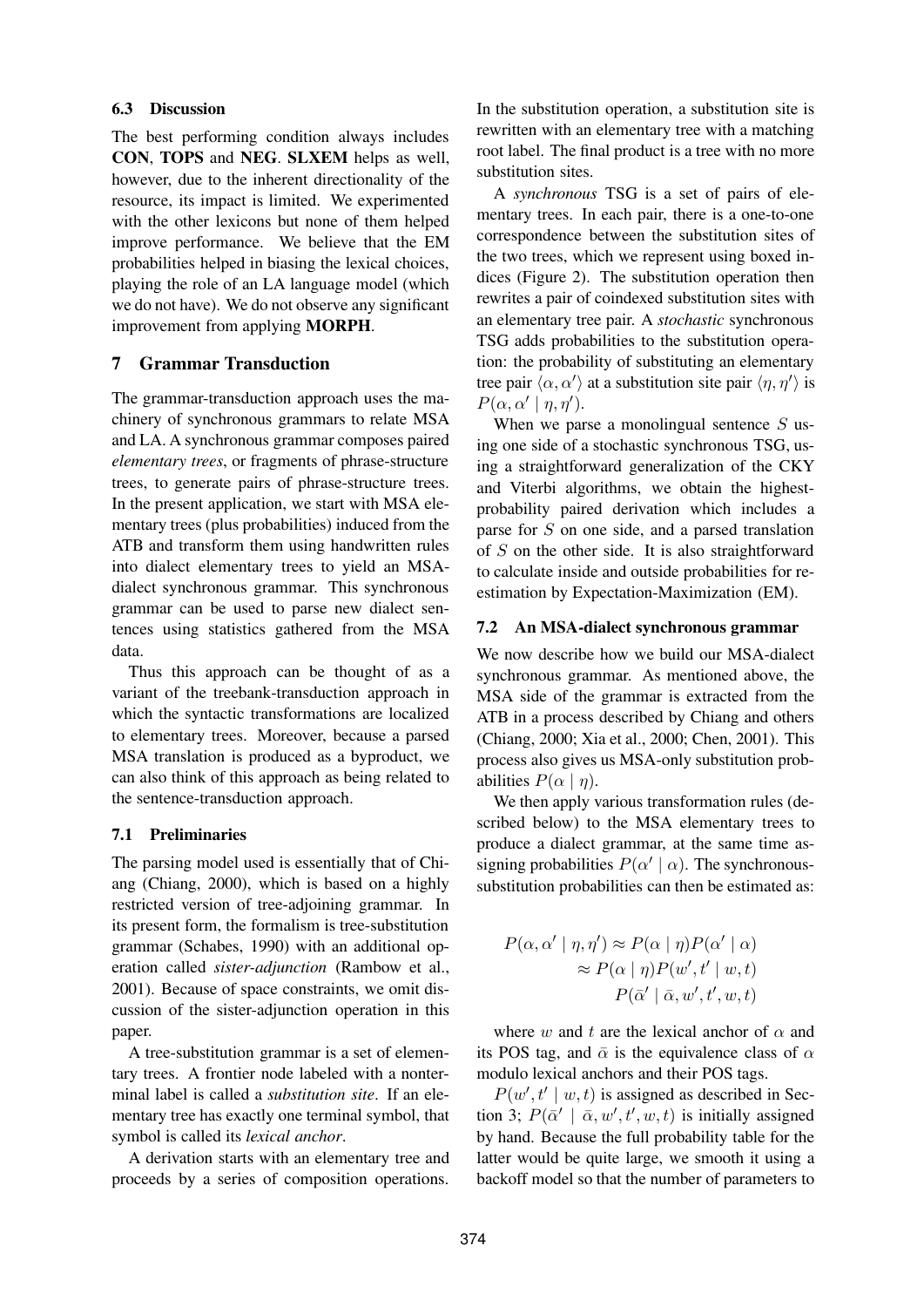### 6.3 Discussion

The best performing condition always includes **CON**, **TOPS** and **NEG**. **SLXEM** helps as well, however, due to the inherent directionality of the resource, its impact is limited. We experimented with the other lexicons but none of them helped improve performance. We believe that the EM probabilities helped in biasing the lexical choices, playing the role of an LA language model (which we do not have). We do not observe any significant improvement from applying **MORPH**.

## 7 Grammar Transduction

The grammar-transduction approach uses the machinery of synchronous grammars to relate MSA and LA. A synchronous grammar composes paired *elementary trees*, or fragments of phrase-structure trees, to generate pairs of phrase-structure trees. In the present application, we start with MSA elementary trees (plus probabilities) induced from the ATB and transform them using handwritten rules into dialect elementary trees to yield an MSA-dialect synchronous grammar. This synchronous grammar can be used to parse new dialect sentences using statistics gathered from the MSA data.

Thus this approach can be thought of as a variant of the treebank-transduction approach in which the syntactic transformations are localized to elementary trees. Moreover, because a parsed MSA translation is produced as a byproduct, we can also think of this approach as being related to the sentence-transduction approach.

### 7.1 Preliminaries

The parsing model used is essentially that of Chiang (Chiang, 2000), which is based on a highly restricted version of tree-adjoining grammar. In its present form, the formalism is tree-substitution grammar (Schabes, 1990) with an additional operation called *sister-adjunction* (Rambow et al., 2001). Because of space constraints, we omit discussion of the sister-adjunction operation in this paper.

A tree-substitution grammar is a set of elementary trees. A frontier node labeled with a nonterminal label is called a *substitution site*. If an elementary tree has exactly one terminal symbol, that symbol is called its *lexical anchor*.

A derivation starts with an elementary tree and proceeds by a series of composition operations. In the substitution operation, a substitution site is rewritten with an elementary tree with a matching root label. The final product is a tree with no more substitution sites.

A *synchronous* TSG is a set of pairs of elementary trees. In each pair, there is a one-to-one correspondence between the substitution sites of the two trees, which we represent using boxed indices (Figure 2). The substitution operation then rewrites a pair of coindexed substitution sites with an elementary tree pair. A *stochastic* synchronous TSG adds probabilities to the substitution operation: the probability of substituting an elementary tree pair $\langle \alpha, \alpha' \rangle$ at a substitution site pair $\langle \eta, \eta' \rangle$ is $P(\alpha, \alpha' \mid \eta, \eta')$.

When we parse a monolingual sentence $S$ using one side of a stochastic synchronous TSG, using a straightforward generalization of the CKY and Viterbi algorithms, we obtain the highest-probability paired derivation which includes a parse for $S$ on one side, and a parsed translation of $S$ on the other side. It is also straightforward to calculate inside and outside probabilities for re-estimation by Expectation-Maximization (EM).

### 7.2 An MSA-dialect synchronous grammar

We now describe how we build our MSA-dialect synchronous grammar. As mentioned above, the MSA side of the grammar is extracted from the ATB in a process described by Chiang and others (Chiang, 2000; Xia et al., 2000; Chen, 2001). This process also gives us MSA-only substitution probabilities $P(\alpha \mid \eta)$.

We then apply various transformation rules (described below) to the MSA elementary trees to produce a dialect grammar, at the same time assigning probabilities $P(\alpha' \mid \alpha)$. The synchronous-substitution probabilities can then be estimated as:

$$
\begin{aligned}
P(\alpha, \alpha' \mid \eta, \eta') &\approx P(\alpha \mid \eta) P(\alpha' \mid \alpha) \\
&\approx P(\alpha \mid \eta) P(w', t' \mid w, t) \\
&\qquad P(\bar{\alpha}' \mid \bar{\alpha}, w', t', w, t)
\end{aligned}
$$

where $w$ and $t$ are the lexical anchor of $\alpha$ and its POS tag, and $\bar{\alpha}$ is the equivalence class of $\alpha$ modulo lexical anchors and their POS tags.

$P(w', t' \mid w, t)$ is assigned as described in Section 3; $P(\bar{\alpha}' \mid \bar{\alpha}, w', t', w, t)$ is initially assigned by hand. Because the full probability table for the latter would be quite large, we smooth it using a backoff model so that the number of parameters to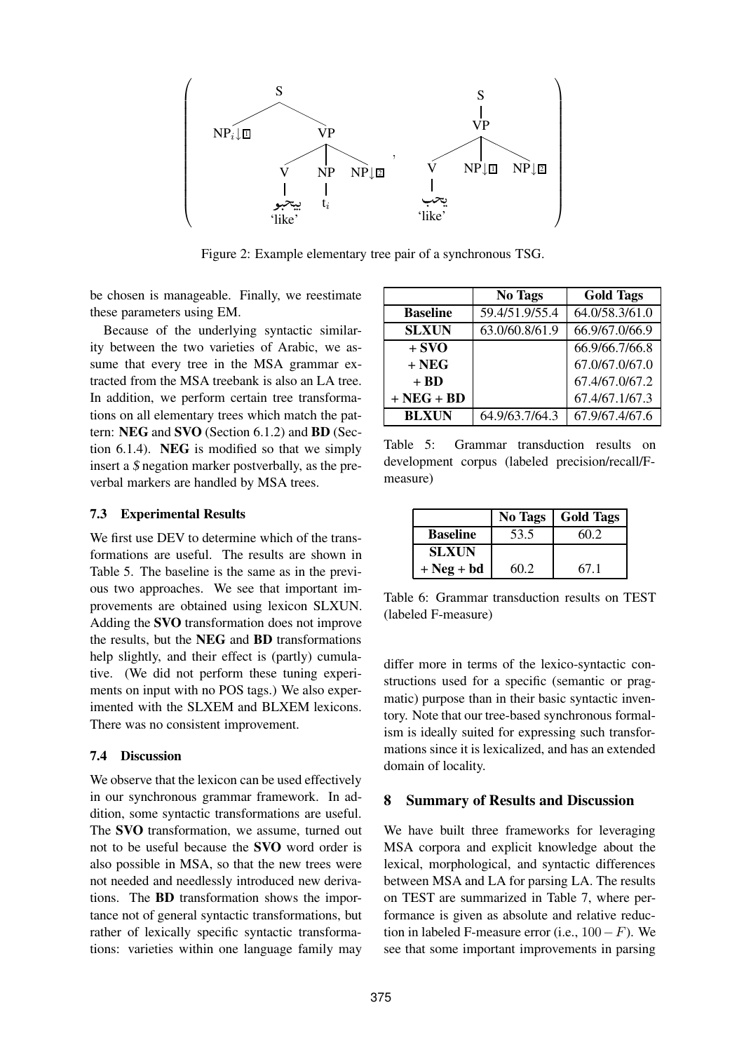Figure 2: Example elementary tree pair of a synchronous TSG.

be chosen is manageable. Finally, we reestimate these parameters using EM.

Because of the underlying syntactic similarity between the two varieties of Arabic, we assume that every tree in the MSA grammar extracted from the MSA treebank is also an LA tree. In addition, we perform certain tree transformations on all elementary trees which match the pattern: **NEG** and **SVO** (Section 6.1.2) and **BD** (Section 6.1.4). **NEG** is modified so that we simply insert a *$* negation marker postverbally, as the preverbal markers are handled by MSA trees.

### 7.3 Experimental Results

We first use DEV to determine which of the transformations are useful. The results are shown in Table 5. The baseline is the same as in the previous two approaches. We see that important improvements are obtained using lexicon SLXUN. Adding the **SVO** transformation does not improve the results, but the **NEG** and **BD** transformations help slightly, and their effect is (partly) cumulative. (We did not perform these tuning experiments on input with no POS tags.) We also experimented with the SLXEM and BLXEM lexicons. There was no consistent improvement.

### 7.4 Discussion

We observe that the lexicon can be used effectively in our synchronous grammar framework. In addition, some syntactic transformations are useful. The **SVO** transformation, we assume, turned out not to be useful because the **SVO** word order is also possible in MSA, so that the new trees were not needed and needlessly introduced new derivations. The **BD** transformation shows the importance not of general syntactic transformations, but rather of lexically specific syntactic transformations: varieties within one language family may differ more in terms of the lexico-syntactic constructions used for a specific (semantic or pragmatic) purpose than in their basic syntactic inventory. Note that our tree-based synchronous formalism is ideally suited for expressing such transformations since it is lexicalized, and has an extended domain of locality.

| | **No Tags** | **Gold Tags** |
|---|---|---|
| **Baseline** | 59.4/51.9/55.4 | 64.0/58.3/61.0 |
| **SLXUN** | 63.0/60.8/61.9 | 66.9/67.0/66.9 |
| **+ SVO** | | 66.9/66.7/66.8 |
| **+ NEG** | | 67.0/67.0/67.0 |
| **+ BD** | | 67.4/67.0/67.2 |
| **+ NEG + BD** | | 67.4/67.1/67.3 |
| **BLXUN** | 64.9/63.7/64.3 | 67.9/67.4/67.6 |

Table 5: Grammar transduction results on development corpus (labeled precision/recall/F-measure)

| | **No Tags** | **Gold Tags** |
|---|---|---|
| **Baseline** | 53.5 | 60.2 |
| **SLXUN + Neg + bd** | 60.2 | 67.1 |

Table 6: Grammar transduction results on TEST (labeled F-measure)

## 8 Summary of Results and Discussion

We have built three frameworks for leveraging MSA corpora and explicit knowledge about the lexical, morphological, and syntactic differences between MSA and LA for parsing LA. The results on TEST are summarized in Table 7, where performance is given as absolute and relative reduction in labeled F-measure error (i.e., $100 - F$). We see that some important improvements in parsing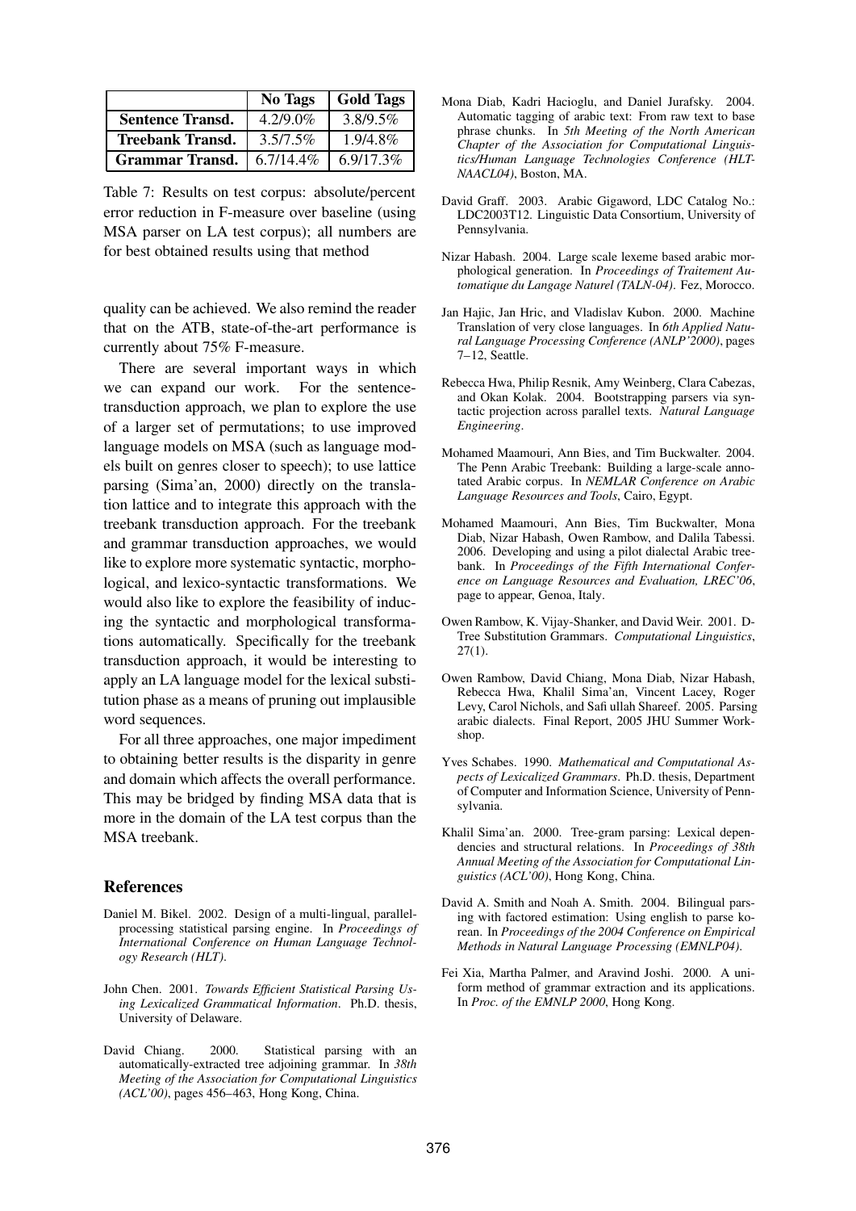| | No Tags | Gold Tags |
|---|---|---|
| **Sentence Transd.** | 4.2/9.0% | 3.8/9.5% |
| **Treebank Transd.** | 3.5/7.5% | 1.9/4.8% |
| **Grammar Transd.** | 6.7/14.4% | 6.9/17.3% |

Table 7: Results on test corpus: absolute/percent error reduction in F-measure over baseline (using MSA parser on LA test corpus); all numbers are for best obtained results using that method

quality can be achieved. We also remind the reader that on the ATB, state-of-the-art performance is currently about 75% F-measure.

There are several important ways in which we can expand our work. For the sentence-transduction approach, we plan to explore the use of a larger set of permutations; to use improved language models on MSA (such as language models built on genres closer to speech); to use lattice parsing (Sima'an, 2000) directly on the translation lattice and to integrate this approach with the treebank transduction approach. For the treebank and grammar transduction approaches, we would like to explore more systematic syntactic, morphological, and lexico-syntactic transformations. We would also like to explore the feasibility of inducing the syntactic and morphological transformations automatically. Specifically for the treebank transduction approach, it would be interesting to apply an LA language model for the lexical substitution phase as a means of pruning out implausible word sequences.

For all three approaches, one major impediment to obtaining better results is the disparity in genre and domain which affects the overall performance. This may be bridged by finding MSA data that is more in the domain of the LA test corpus than the MSA treebank.

## References

Daniel M. Bikel. 2002. Design of a multi-lingual, parallel-processing statistical parsing engine. In *Proceedings of International Conference on Human Language Technology Research (HLT)*.

John Chen. 2001. *Towards Efficient Statistical Parsing Using Lexicalized Grammatical Information*. Ph.D. thesis, University of Delaware.

David Chiang. 2000. Statistical parsing with an automatically-extracted tree adjoining grammar. In *38th Meeting of the Association for Computational Linguistics (ACL'00)*, pages 456–463, Hong Kong, China.

Mona Diab, Kadri Hacioglu, and Daniel Jurafsky. 2004. Automatic tagging of arabic text: From raw text to base phrase chunks. In *5th Meeting of the North American Chapter of the Association for Computational Linguistics/Human Language Technologies Conference (HLT-NAACL04)*, Boston, MA.

David Graff. 2003. Arabic Gigaword, LDC Catalog No.: LDC2003T12. Linguistic Data Consortium, University of Pennsylvania.

Nizar Habash. 2004. Large scale lexeme based arabic morphological generation. In *Proceedings of Traitement Automatique du Langage Naturel (TALN-04)*. Fez, Morocco.

Jan Hajic, Jan Hric, and Vladislav Kubon. 2000. Machine Translation of very close languages. In *6th Applied Natural Language Processing Conference (ANLP'2000)*, pages 7–12, Seattle.

Rebecca Hwa, Philip Resnik, Amy Weinberg, Clara Cabezas, and Okan Kolak. 2004. Bootstrapping parsers via syntactic projection across parallel texts. *Natural Language Engineering*.

Mohamed Maamouri, Ann Bies, and Tim Buckwalter. 2004. The Penn Arabic Treebank: Building a large-scale annotated Arabic corpus. In *NEMLAR Conference on Arabic Language Resources and Tools*, Cairo, Egypt.

Mohamed Maamouri, Ann Bies, Tim Buckwalter, Mona Diab, Nizar Habash, Owen Rambow, and Dalila Tabessi. 2006. Developing and using a pilot dialectal Arabic treebank. In *Proceedings of the Fifth International Conference on Language Resources and Evaluation, LREC'06*, page to appear, Genoa, Italy.

Owen Rambow, K. Vijay-Shanker, and David Weir. 2001. D-Tree Substitution Grammars. *Computational Linguistics*, 27(1).

Owen Rambow, David Chiang, Mona Diab, Nizar Habash, Rebecca Hwa, Khalil Sima'an, Vincent Lacey, Roger Levy, Carol Nichols, and Safi ullah Shareef. 2005. Parsing arabic dialects. Final Report, 2005 JHU Summer Workshop.

Yves Schabes. 1990. *Mathematical and Computational Aspects of Lexicalized Grammars*. Ph.D. thesis, Department of Computer and Information Science, University of Pennsylvania.

Khalil Sima'an. 2000. Tree-gram parsing: Lexical dependencies and structural relations. In *Proceedings of 38th Annual Meeting of the Association for Computational Linguistics (ACL'00)*, Hong Kong, China.

David A. Smith and Noah A. Smith. 2004. Bilingual parsing with factored estimation: Using english to parse korean. In *Proceedings of the 2004 Conference on Empirical Methods in Natural Language Processing (EMNLP04)*.

Fei Xia, Martha Palmer, and Aravind Joshi. 2000. A uniform method of grammar extraction and its applications. In *Proc. of the EMNLP 2000*, Hong Kong.